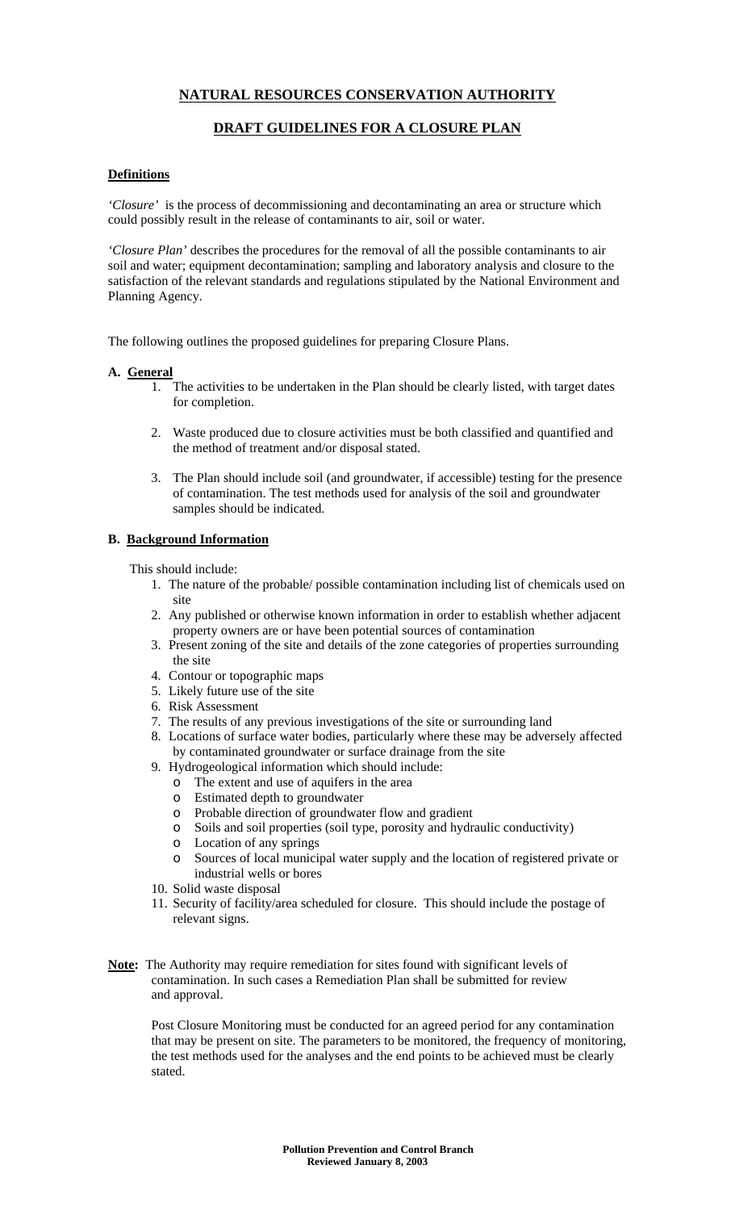# NATURAL RESOURCES CONSERVATION AUTHORITY

## DRAFT GUIDELINES FOR A CLOSURE PLAN

**Definitions**

*'Closure'* is the process of decommissioning and decontaminating an area or structure which could possibly result in the release of contaminants to air, soil or water.

*'Closure Plan'* describes the procedures for the removal of all the possible contaminants to air soil and water; equipment decontamination; sampling and laboratory analysis and closure to the satisfaction of the relevant standards and regulations stipulated by the National Environment and Planning Agency.

The following outlines the proposed guidelines for preparing Closure Plans.

**A. General**

1. The activities to be undertaken in the Plan should be clearly listed, with target dates for completion.
2. Waste produced due to closure activities must be both classified and quantified and the method of treatment and/or disposal stated.
3. The Plan should include soil (and groundwater, if accessible) testing for the presence of contamination. The test methods used for analysis of the soil and groundwater samples should be indicated.

**B. Background Information**

This should include:

1. The nature of the probable/ possible contamination including list of chemicals used on site
2. Any published or otherwise known information in order to establish whether adjacent property owners are or have been potential sources of contamination
3. Present zoning of the site and details of the zone categories of properties surrounding the site
4. Contour or topographic maps
5. Likely future use of the site
6. Risk Assessment
7. The results of any previous investigations of the site or surrounding land
8. Locations of surface water bodies, particularly where these may be adversely affected by contaminated groundwater or surface drainage from the site
9. Hydrogeological information which should include:
   - The extent and use of aquifers in the area
   - Estimated depth to groundwater
   - Probable direction of groundwater flow and gradient
   - Soils and soil properties (soil type, porosity and hydraulic conductivity)
   - Location of any springs
   - Sources of local municipal water supply and the location of registered private or industrial wells or bores
10. Solid waste disposal
11. Security of facility/area scheduled for closure. This should include the postage of relevant signs.

**Note:** The Authority may require remediation for sites found with significant levels of contamination. In such cases a Remediation Plan shall be submitted for review and approval.

Post Closure Monitoring must be conducted for an agreed period for any contamination that may be present on site. The parameters to be monitored, the frequency of monitoring, the test methods used for the analyses and the end points to be achieved must be clearly stated.

**Pollution Prevention and Control Branch**
**Reviewed January 8, 2003**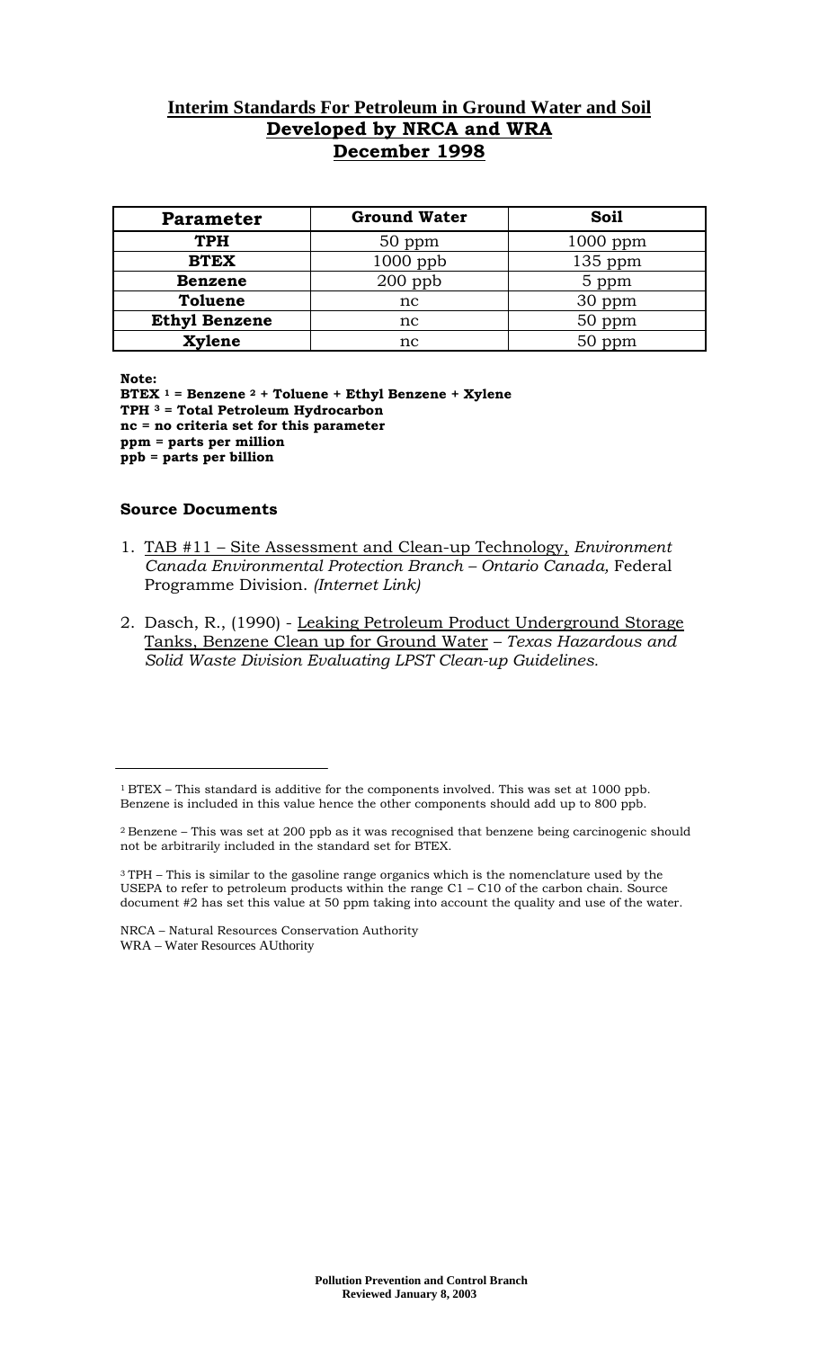# Interim Standards For Petroleum in Ground Water and Soil
## Developed by NRCA and WRA
## December 1998

| Parameter | Ground Water | Soil |
|---|---|---|
| **TPH** | 50 ppm | 1000 ppm |
| **BTEX** | 1000 ppb | 135 ppm |
| **Benzene** | 200 ppb | 5 ppm |
| **Toluene** | nc | 30 ppm |
| **Ethyl Benzene** | nc | 50 ppm |
| **Xylene** | nc | 50 ppm |

**Note:**
**BTEX [1] = Benzene [2] + Toluene + Ethyl Benzene + Xylene**
**TPH [3] = Total Petroleum Hydrocarbon**
**nc = no criteria set for this parameter**
**ppm = parts per million**
**ppb = parts per billion**

### Source Documents

1. TAB #11 – Site Assessment and Clean-up Technology, *Environment Canada Environmental Protection Branch – Ontario Canada,* Federal Programme Division. *(Internet Link)*
2. Dasch, R., (1990) - Leaking Petroleum Product Underground Storage Tanks, Benzene Clean up for Ground Water – *Texas Hazardous and Solid Waste Division Evaluating LPST Clean-up Guidelines.*

---

[1] BTEX – This standard is additive for the components involved. This was set at 1000 ppb. Benzene is included in this value hence the other components should add up to 800 ppb.

[2] Benzene – This was set at 200 ppb as it was recognised that benzene being carcinogenic should not be arbitrarily included in the standard set for BTEX.

[3] TPH – This is similar to the gasoline range organics which is the nomenclature used by the USEPA to refer to petroleum products within the range C1 – C10 of the carbon chain. Source document #2 has set this value at 50 ppm taking into account the quality and use of the water.

NRCA – Natural Resources Conservation Authority
WRA – Water Resources AUthority

**Pollution Prevention and Control Branch**
**Reviewed January 8, 2003**